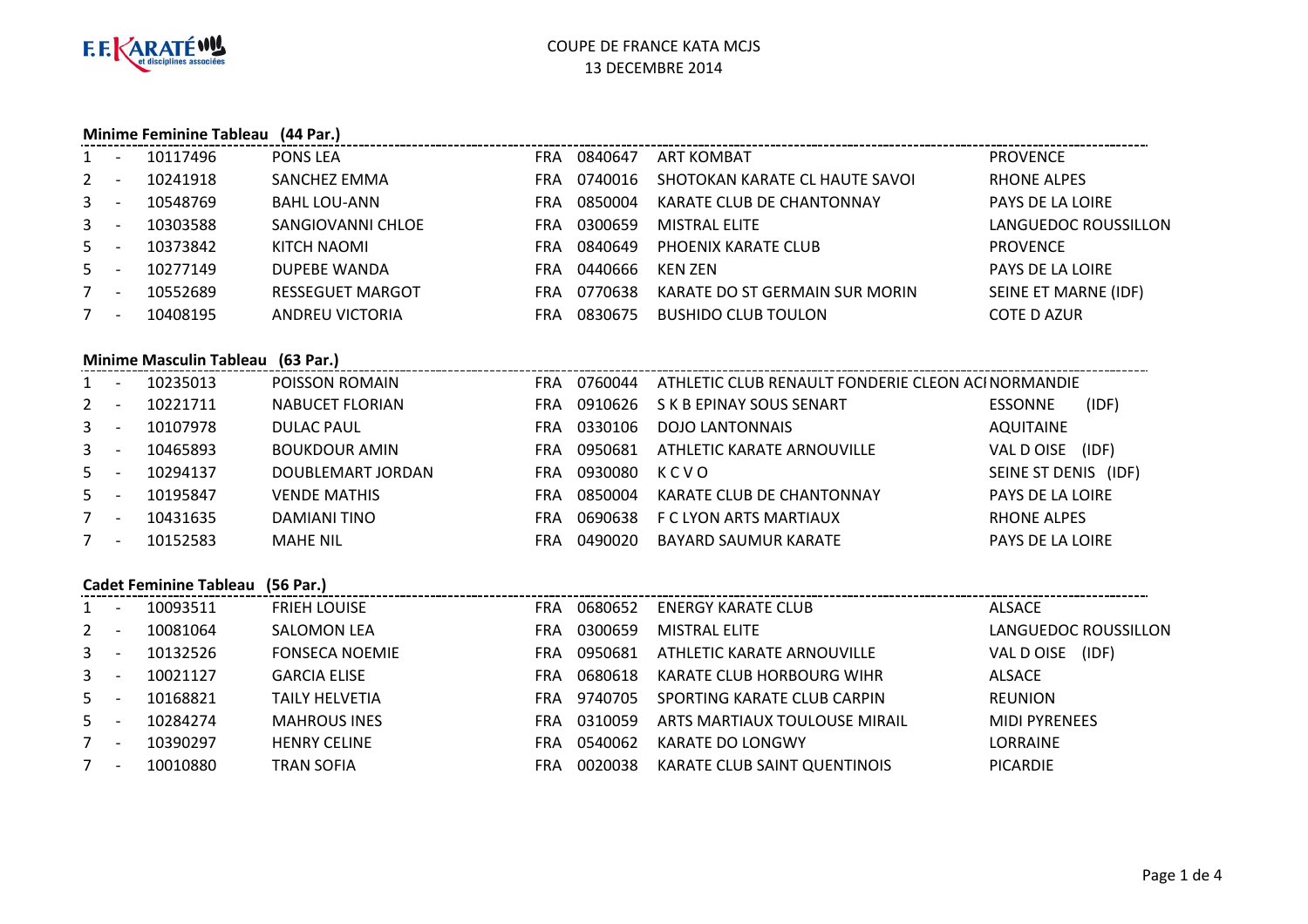F.F. KARATÉ et disciplines associées

# COUPE DE FRANCE KATA MCJS

13 DECEMBRE 2014

## Minime Feminine Tableau (44 Par.)

| | | | | | | | |
|---|---|---|---|---|---|---|---|
| 1 | - | 10117496 | PONS LEA | FRA | 0840647 | ART KOMBAT | PROVENCE |
| 2 | - | 10241918 | SANCHEZ EMMA | FRA | 0740016 | SHOTOKAN KARATE CL HAUTE SAVOI | RHONE ALPES |
| 3 | - | 10548769 | BAHL LOU-ANN | FRA | 0850004 | KARATE CLUB DE CHANTONNAY | PAYS DE LA LOIRE |
| 3 | - | 10303588 | SANGIOVANNI CHLOE | FRA | 0300659 | MISTRAL ELITE | LANGUEDOC ROUSSILLON |
| 5 | - | 10373842 | KITCH NAOMI | FRA | 0840649 | PHOENIX KARATE CLUB | PROVENCE |
| 5 | - | 10277149 | DUPEBE WANDA | FRA | 0440666 | KEN ZEN | PAYS DE LA LOIRE |
| 7 | - | 10552689 | RESSEGUET MARGOT | FRA | 0770638 | KARATE DO ST GERMAIN SUR MORIN | SEINE ET MARNE (IDF) |
| 7 | - | 10408195 | ANDREU VICTORIA | FRA | 0830675 | BUSHIDO CLUB TOULON | COTE D AZUR |

## Minime Masculin Tableau (63 Par.)

| | | | | | | | |
|---|---|---|---|---|---|---|---|
| 1 | - | 10235013 | POISSON ROMAIN | FRA | 0760044 | ATHLETIC CLUB RENAULT FONDERIE CLEON ACI | NORMANDIE |
| 2 | - | 10221711 | NABUCET FLORIAN | FRA | 0910626 | S K B EPINAY SOUS SENART | ESSONNE (IDF) |
| 3 | - | 10107978 | DULAC PAUL | FRA | 0330106 | DOJO LANTONNAIS | AQUITAINE |
| 3 | - | 10465893 | BOUKDOUR AMIN | FRA | 0950681 | ATHLETIC KARATE ARNOUVILLE | VAL D OISE (IDF) |
| 5 | - | 10294137 | DOUBLEMART JORDAN | FRA | 0930080 | K C V O | SEINE ST DENIS (IDF) |
| 5 | - | 10195847 | VENDE MATHIS | FRA | 0850004 | KARATE CLUB DE CHANTONNAY | PAYS DE LA LOIRE |
| 7 | - | 10431635 | DAMIANI TINO | FRA | 0690638 | F C LYON ARTS MARTIAUX | RHONE ALPES |
| 7 | - | 10152583 | MAHE NIL | FRA | 0490020 | BAYARD SAUMUR KARATE | PAYS DE LA LOIRE |

## Cadet Feminine Tableau (56 Par.)

| | | | | | | | |
|---|---|---|---|---|---|---|---|
| 1 | - | 10093511 | FRIEH LOUISE | FRA | 0680652 | ENERGY KARATE CLUB | ALSACE |
| 2 | - | 10081064 | SALOMON LEA | FRA | 0300659 | MISTRAL ELITE | LANGUEDOC ROUSSILLON |
| 3 | - | 10132526 | FONSECA NOEMIE | FRA | 0950681 | ATHLETIC KARATE ARNOUVILLE | VAL D OISE (IDF) |
| 3 | - | 10021127 | GARCIA ELISE | FRA | 0680618 | KARATE CLUB HORBOURG WIHR | ALSACE |
| 5 | - | 10168821 | TAILY HELVETIA | FRA | 9740705 | SPORTING KARATE CLUB CARPIN | REUNION |
| 5 | - | 10284274 | MAHROUS INES | FRA | 0310059 | ARTS MARTIAUX TOULOUSE MIRAIL | MIDI PYRENEES |
| 7 | - | 10390297 | HENRY CELINE | FRA | 0540062 | KARATE DO LONGWY | LORRAINE |
| 7 | - | 10010880 | TRAN SOFIA | FRA | 0020038 | KARATE CLUB SAINT QUENTINOIS | PICARDIE |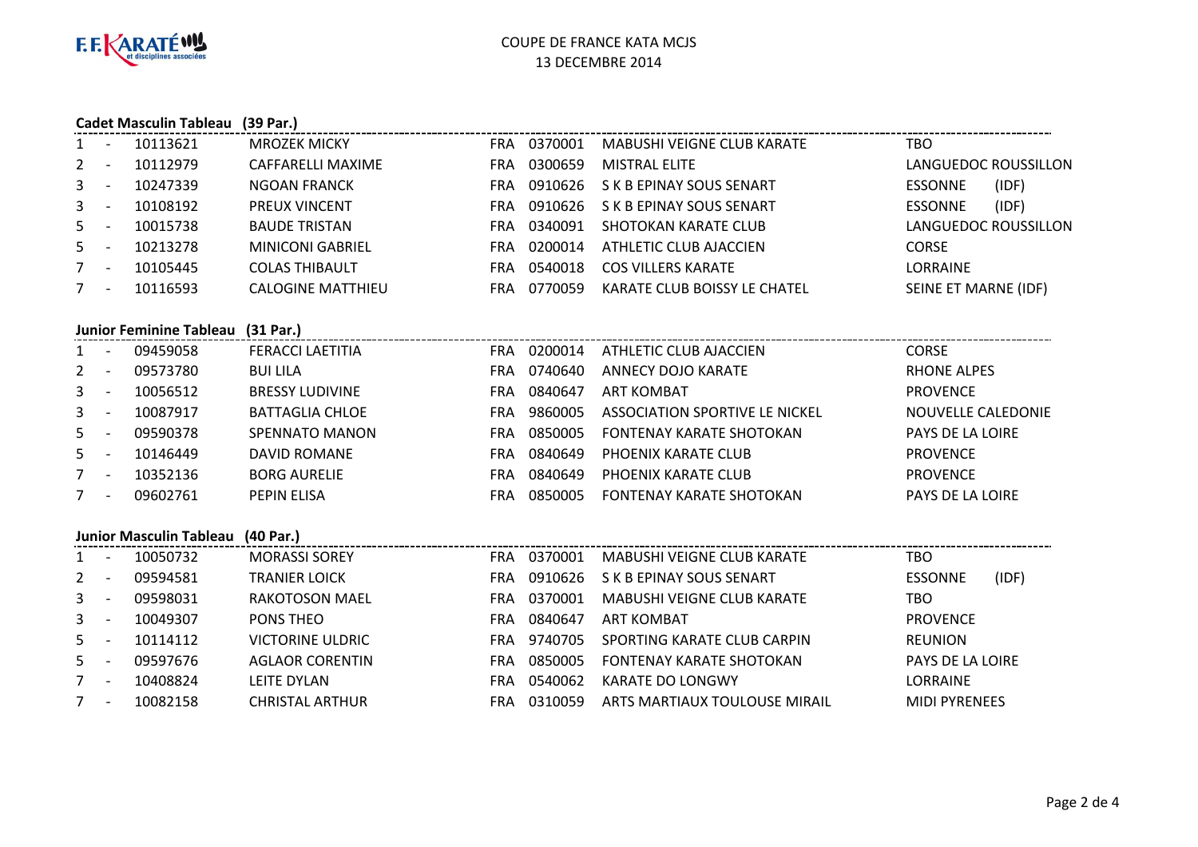COUPE DE FRANCE KATA MCJS
13 DECEMBRE 2014

**Cadet Masculin Tableau (39 Par.)**

| | | | | | | | |
|---|---|---|---|---|---|---|---|
| 1 | - | 10113621 | MROZEK MICKY | FRA | 0370001 | MABUSHI VEIGNE CLUB KARATE | TBO |
| 2 | - | 10112979 | CAFFARELLI MAXIME | FRA | 0300659 | MISTRAL ELITE | LANGUEDOC ROUSSILLON |
| 3 | - | 10247339 | NGOAN FRANCK | FRA | 0910626 | S K B EPINAY SOUS SENART | ESSONNE (IDF) |
| 3 | - | 10108192 | PREUX VINCENT | FRA | 0910626 | S K B EPINAY SOUS SENART | ESSONNE (IDF) |
| 5 | - | 10015738 | BAUDE TRISTAN | FRA | 0340091 | SHOTOKAN KARATE CLUB | LANGUEDOC ROUSSILLON |
| 5 | - | 10213278 | MINICONI GABRIEL | FRA | 0200014 | ATHLETIC CLUB AJACCIEN | CORSE |
| 7 | - | 10105445 | COLAS THIBAULT | FRA | 0540018 | COS VILLERS KARATE | LORRAINE |
| 7 | - | 10116593 | CALOGINE MATTHIEU | FRA | 0770059 | KARATE CLUB BOISSY LE CHATEL | SEINE ET MARNE (IDF) |

**Junior Feminine Tableau (31 Par.)**

| | | | | | | | |
|---|---|---|---|---|---|---|---|
| 1 | - | 09459058 | FERACCI LAETITIA | FRA | 0200014 | ATHLETIC CLUB AJACCIEN | CORSE |
| 2 | - | 09573780 | BUI LILA | FRA | 0740640 | ANNECY DOJO KARATE | RHONE ALPES |
| 3 | - | 10056512 | BRESSY LUDIVINE | FRA | 0840647 | ART KOMBAT | PROVENCE |
| 3 | - | 10087917 | BATTAGLIA CHLOE | FRA | 9860005 | ASSOCIATION SPORTIVE LE NICKEL | NOUVELLE CALEDONIE |
| 5 | - | 09590378 | SPENNATO MANON | FRA | 0850005 | FONTENAY KARATE SHOTOKAN | PAYS DE LA LOIRE |
| 5 | - | 10146449 | DAVID ROMANE | FRA | 0840649 | PHOENIX KARATE CLUB | PROVENCE |
| 7 | - | 10352136 | BORG AURELIE | FRA | 0840649 | PHOENIX KARATE CLUB | PROVENCE |
| 7 | - | 09602761 | PEPIN ELISA | FRA | 0850005 | FONTENAY KARATE SHOTOKAN | PAYS DE LA LOIRE |

**Junior Masculin Tableau (40 Par.)**

| | | | | | | | |
|---|---|---|---|---|---|---|---|
| 1 | - | 10050732 | MORASSI SOREY | FRA | 0370001 | MABUSHI VEIGNE CLUB KARATE | TBO |
| 2 | - | 09594581 | TRANIER LOICK | FRA | 0910626 | S K B EPINAY SOUS SENART | ESSONNE (IDF) |
| 3 | - | 09598031 | RAKOTOSON MAEL | FRA | 0370001 | MABUSHI VEIGNE CLUB KARATE | TBO |
| 3 | - | 10049307 | PONS THEO | FRA | 0840647 | ART KOMBAT | PROVENCE |
| 5 | - | 10114112 | VICTORINE ULDRIC | FRA | 9740705 | SPORTING KARATE CLUB CARPIN | REUNION |
| 5 | - | 09597676 | AGLAOR CORENTIN | FRA | 0850005 | FONTENAY KARATE SHOTOKAN | PAYS DE LA LOIRE |
| 7 | - | 10408824 | LEITE DYLAN | FRA | 0540062 | KARATE DO LONGWY | LORRAINE |
| 7 | - | 10082158 | CHRISTAL ARTHUR | FRA | 0310059 | ARTS MARTIAUX TOULOUSE MIRAIL | MIDI PYRENEES |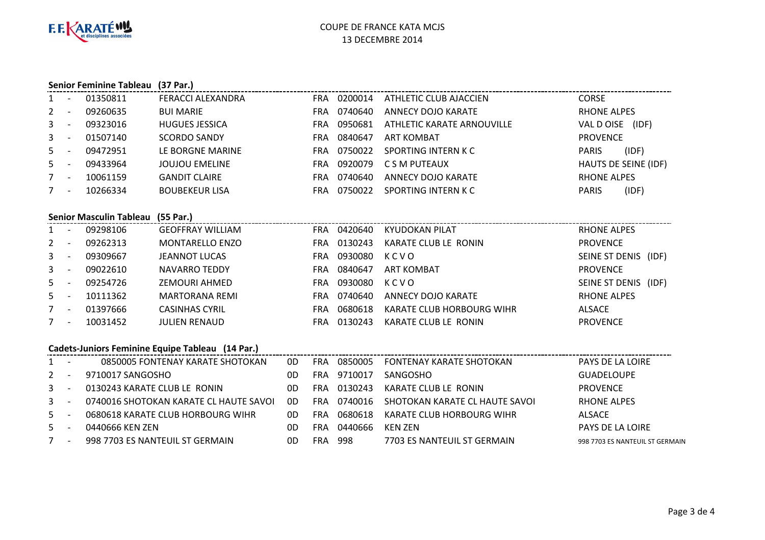COUPE DE FRANCE KATA MCJS
13 DECEMBRE 2014

### Senior Feminine Tableau (37 Par.)

| | | | | | | | |
|---|---|---|---|---|---|---|---|
| 1 | - | 01350811 | FERACCI ALEXANDRA | FRA | 0200014 | ATHLETIC CLUB AJACCIEN | CORSE |
| 2 | - | 09260635 | BUI MARIE | FRA | 0740640 | ANNECY DOJO KARATE | RHONE ALPES |
| 3 | - | 09323016 | HUGUES JESSICA | FRA | 0950681 | ATHLETIC KARATE ARNOUVILLE | VAL D OISE (IDF) |
| 3 | - | 01507140 | SCORDO SANDY | FRA | 0840647 | ART KOMBAT | PROVENCE |
| 5 | - | 09472951 | LE BORGNE MARINE | FRA | 0750022 | SPORTING INTERN K C | PARIS (IDF) |
| 5 | - | 09433964 | JOUJOU EMELINE | FRA | 0920079 | C S M PUTEAUX | HAUTS DE SEINE (IDF) |
| 7 | - | 10061159 | GANDIT CLAIRE | FRA | 0740640 | ANNECY DOJO KARATE | RHONE ALPES |
| 7 | - | 10266334 | BOUBEKEUR LISA | FRA | 0750022 | SPORTING INTERN K C | PARIS (IDF) |

### Senior Masculin Tableau (55 Par.)

| | | | | | | | |
|---|---|---|---|---|---|---|---|
| 1 | - | 09298106 | GEOFFRAY WILLIAM | FRA | 0420640 | KYUDOKAN PILAT | RHONE ALPES |
| 2 | - | 09262313 | MONTARELLO ENZO | FRA | 0130243 | KARATE CLUB LE RONIN | PROVENCE |
| 3 | - | 09309667 | JEANNOT LUCAS | FRA | 0930080 | K C V O | SEINE ST DENIS (IDF) |
| 3 | - | 09022610 | NAVARRO TEDDY | FRA | 0840647 | ART KOMBAT | PROVENCE |
| 5 | - | 09254726 | ZEMOURI AHMED | FRA | 0930080 | K C V O | SEINE ST DENIS (IDF) |
| 5 | - | 10111362 | MARTORANA REMI | FRA | 0740640 | ANNECY DOJO KARATE | RHONE ALPES |
| 7 | - | 01397666 | CASINHAS CYRIL | FRA | 0680618 | KARATE CLUB HORBOURG WIHR | ALSACE |
| 7 | - | 10031452 | JULIEN RENAUD | FRA | 0130243 | KARATE CLUB LE RONIN | PROVENCE |

### Cadets-Juniors Feminine Equipe Tableau (14 Par.)

| | | | | | | | |
|---|---|---|---|---|---|---|---|
| 1 | - | 0850005 FONTENAY KARATE SHOTOKAN | 0D | FRA | 0850005 | FONTENAY KARATE SHOTOKAN | PAYS DE LA LOIRE |
| 2 | - | 9710017 SANGOSHO | 0D | FRA | 9710017 | SANGOSHO | GUADELOUPE |
| 3 | - | 0130243 KARATE CLUB LE RONIN | 0D | FRA | 0130243 | KARATE CLUB LE RONIN | PROVENCE |
| 3 | - | 0740016 SHOTOKAN KARATE CL HAUTE SAVOI | 0D | FRA | 0740016 | SHOTOKAN KARATE CL HAUTE SAVOI | RHONE ALPES |
| 5 | - | 0680618 KARATE CLUB HORBOURG WIHR | 0D | FRA | 0680618 | KARATE CLUB HORBOURG WIHR | ALSACE |
| 5 | - | 0440666 KEN ZEN | 0D | FRA | 0440666 | KEN ZEN | PAYS DE LA LOIRE |
| 7 | - | 998 7703 ES NANTEUIL ST GERMAIN | 0D | FRA | 998 | 7703 ES NANTEUIL ST GERMAIN | 998 7703 ES NANTEUIL ST GERMAIN |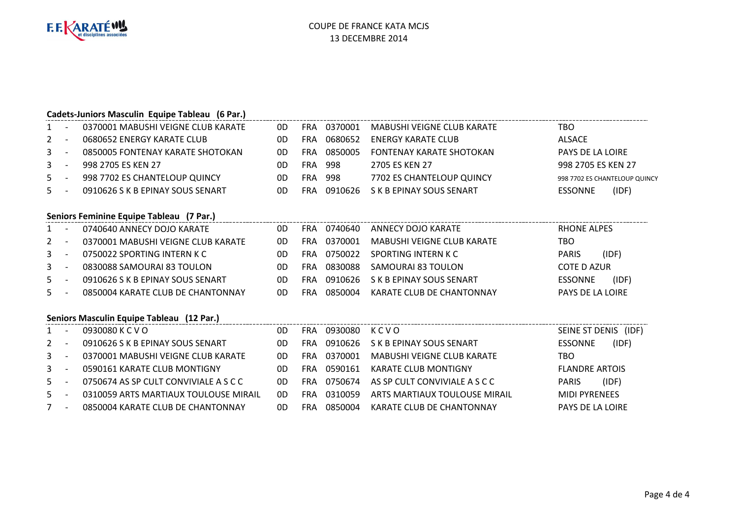COUPE DE FRANCE KATA MCJS
13 DECEMBRE 2014

### Cadets-Juniors Masculin Equipe Tableau (6 Par.)

| | | | | | | | |
|---|---|---|---|---|---|---|---|
| 1 | - | 0370001 MABUSHI VEIGNE CLUB KARATE | 0D | FRA | 0370001 | MABUSHI VEIGNE CLUB KARATE | TBO |
| 2 | - | 0680652 ENERGY KARATE CLUB | 0D | FRA | 0680652 | ENERGY KARATE CLUB | ALSACE |
| 3 | - | 0850005 FONTENAY KARATE SHOTOKAN | 0D | FRA | 0850005 | FONTENAY KARATE SHOTOKAN | PAYS DE LA LOIRE |
| 3 | - | 998 2705 ES KEN 27 | 0D | FRA | 998 | 2705 ES KEN 27 | 998 2705 ES KEN 27 |
| 5 | - | 998 7702 ES CHANTELOUP QUINCY | 0D | FRA | 998 | 7702 ES CHANTELOUP QUINCY | 998 7702 ES CHANTELOUP QUINCY |
| 5 | - | 0910626 S K B EPINAY SOUS SENART | 0D | FRA | 0910626 | S K B EPINAY SOUS SENART | ESSONNE (IDF) |

### Seniors Feminine Equipe Tableau (7 Par.)

| | | | | | | | |
|---|---|---|---|---|---|---|---|
| 1 | - | 0740640 ANNECY DOJO KARATE | 0D | FRA | 0740640 | ANNECY DOJO KARATE | RHONE ALPES |
| 2 | - | 0370001 MABUSHI VEIGNE CLUB KARATE | 0D | FRA | 0370001 | MABUSHI VEIGNE CLUB KARATE | TBO |
| 3 | - | 0750022 SPORTING INTERN K C | 0D | FRA | 0750022 | SPORTING INTERN K C | PARIS (IDF) |
| 3 | - | 0830088 SAMOURAI 83 TOULON | 0D | FRA | 0830088 | SAMOURAI 83 TOULON | COTE D AZUR |
| 5 | - | 0910626 S K B EPINAY SOUS SENART | 0D | FRA | 0910626 | S K B EPINAY SOUS SENART | ESSONNE (IDF) |
| 5 | - | 0850004 KARATE CLUB DE CHANTONNAY | 0D | FRA | 0850004 | KARATE CLUB DE CHANTONNAY | PAYS DE LA LOIRE |

### Seniors Masculin Equipe Tableau (12 Par.)

| | | | | | | | |
|---|---|---|---|---|---|---|---|
| 1 | - | 0930080 K C V O | 0D | FRA | 0930080 | K C V O | SEINE ST DENIS (IDF) |
| 2 | - | 0910626 S K B EPINAY SOUS SENART | 0D | FRA | 0910626 | S K B EPINAY SOUS SENART | ESSONNE (IDF) |
| 3 | - | 0370001 MABUSHI VEIGNE CLUB KARATE | 0D | FRA | 0370001 | MABUSHI VEIGNE CLUB KARATE | TBO |
| 3 | - | 0590161 KARATE CLUB MONTIGNY | 0D | FRA | 0590161 | KARATE CLUB MONTIGNY | FLANDRE ARTOIS |
| 5 | - | 0750674 AS SP CULT CONVIVIALE A S C C | 0D | FRA | 0750674 | AS SP CULT CONVIVIALE A S C C | PARIS (IDF) |
| 5 | - | 0310059 ARTS MARTIAUX TOULOUSE MIRAIL | 0D | FRA | 0310059 | ARTS MARTIAUX TOULOUSE MIRAIL | MIDI PYRENEES |
| 7 | - | 0850004 KARATE CLUB DE CHANTONNAY | 0D | FRA | 0850004 | KARATE CLUB DE CHANTONNAY | PAYS DE LA LOIRE |